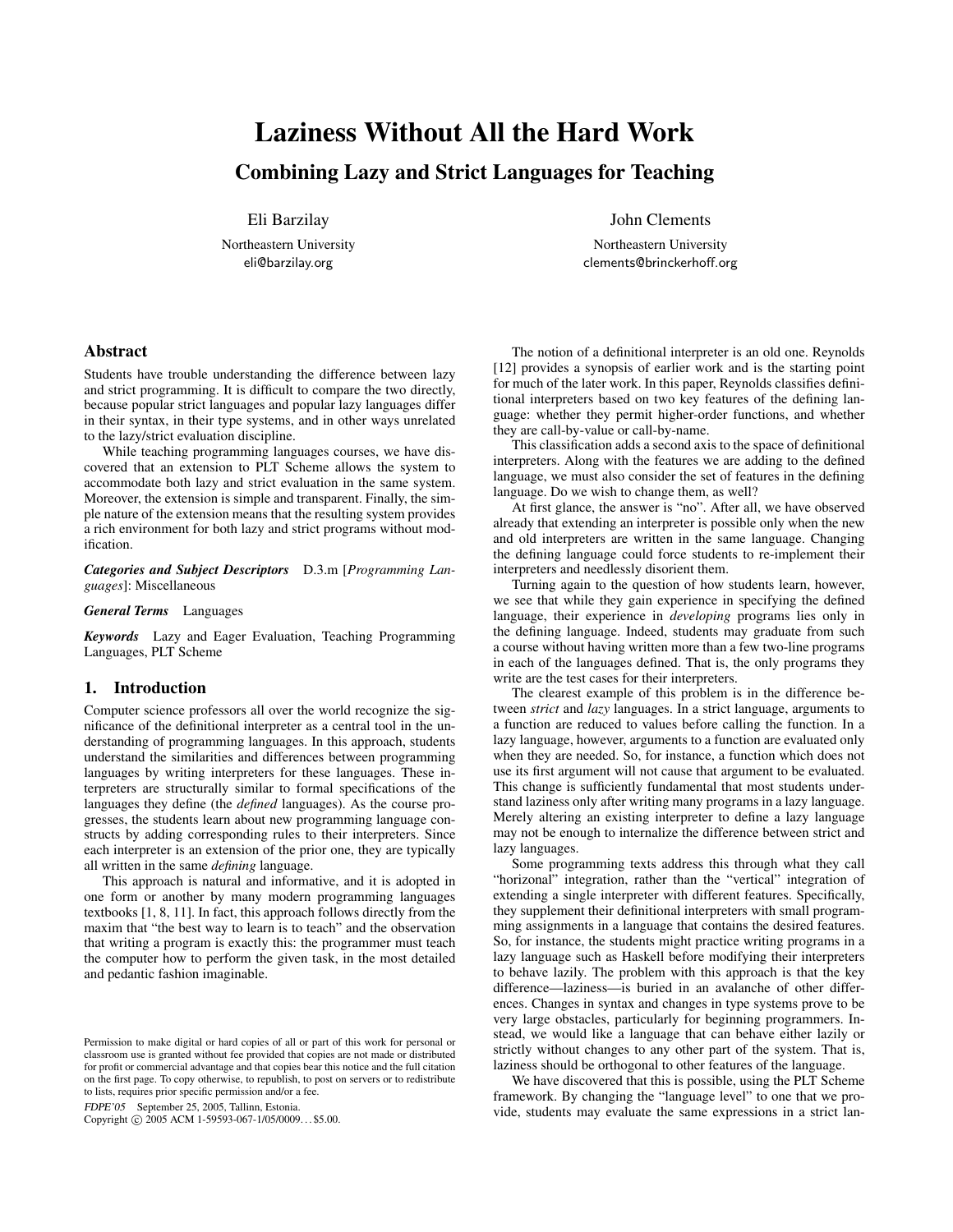# Laziness Without All the Hard Work

## Combining Lazy and Strict Languages for Teaching

Eli Barzilay
Northeastern University
eli@barzilay.org

John Clements
Northeastern University
clements@brinckerhoff.org

## Abstract

Students have trouble understanding the difference between lazy and strict programming. It is difficult to compare the two directly, because popular strict languages and popular lazy languages differ in their syntax, in their type systems, and in other ways unrelated to the lazy/strict evaluation discipline.

While teaching programming languages courses, we have discovered that an extension to PLT Scheme allows the system to accommodate both lazy and strict evaluation in the same system. Moreover, the extension is simple and transparent. Finally, the simple nature of the extension means that the resulting system provides a rich environment for both lazy and strict programs without modification.

***Categories and Subject Descriptors*** D.3.m [*Programming Languages*]: Miscellaneous

***General Terms*** Languages

***Keywords*** Lazy and Eager Evaluation, Teaching Programming Languages, PLT Scheme

## 1. Introduction

Computer science professors all over the world recognize the significance of the definitional interpreter as a central tool in the understanding of programming languages. In this approach, students understand the similarities and differences between programming languages by writing interpreters for these languages. These interpreters are structurally similar to formal specifications of the languages they define (the *defined* languages). As the course progresses, the students learn about new programming language constructs by adding corresponding rules to their interpreters. Since each interpreter is an extension of the prior one, they are typically all written in the same *defining* language.

This approach is natural and informative, and it is adopted in one form or another by many modern programming languages textbooks [1, 8, 11]. In fact, this approach follows directly from the maxim that "the best way to learn is to teach" and the observation that writing a program is exactly this: the programmer must teach the computer how to perform the given task, in the most detailed and pedantic fashion imaginable.

Permission to make digital or hard copies of all or part of this work for personal or classroom use is granted without fee provided that copies are not made or distributed for profit or commercial advantage and that copies bear this notice and the full citation on the first page. To copy otherwise, to republish, to post on servers or to redistribute to lists, requires prior specific permission and/or a fee.

*FDPE'05* September 25, 2005, Tallinn, Estonia.
Copyright © 2005 ACM 1-59593-067-1/05/0009…$5.00.

The notion of a definitional interpreter is an old one. Reynolds [12] provides a synopsis of earlier work and is the starting point for much of the later work. In this paper, Reynolds classifies definitional interpreters based on two key features of the defining language: whether they permit higher-order functions, and whether they are call-by-value or call-by-name.

This classification adds a second axis to the space of definitional interpreters. Along with the features we are adding to the defined language, we must also consider the set of features in the defining language. Do we wish to change them, as well?

At first glance, the answer is "no". After all, we have observed already that extending an interpreter is possible only when the new and old interpreters are written in the same language. Changing the defining language could force students to re-implement their interpreters and needlessly disorient them.

Turning again to the question of how students learn, however, we see that while they gain experience in specifying the defined language, their experience in *developing* programs lies only in the defining language. Indeed, students may graduate from such a course without having written more than a few two-line programs in each of the languages defined. That is, the only programs they write are the test cases for their interpreters.

The clearest example of this problem is in the difference between *strict* and *lazy* languages. In a strict language, arguments to a function are reduced to values before calling the function. In a lazy language, however, arguments to a function are evaluated only when they are needed. So, for instance, a function which does not use its first argument will not cause that argument to be evaluated. This change is sufficiently fundamental that most students understand laziness only after writing many programs in a lazy language. Merely altering an existing interpreter to define a lazy language may not be enough to internalize the difference between strict and lazy languages.

Some programming texts address this through what they call "horizonal" integration, rather than the "vertical" integration of extending a single interpreter with different features. Specifically, they supplement their definitional interpreters with small programming assignments in a language that contains the desired features. So, for instance, the students might practice writing programs in a lazy language such as Haskell before modifying their interpreters to behave lazily. The problem with this approach is that the key difference—laziness—is buried in an avalanche of other differences. Changes in syntax and changes in type systems prove to be very large obstacles, particularly for beginning programmers. Instead, we would like a language that can behave either lazily or strictly without changes to any other part of the system. That is, laziness should be orthogonal to other features of the language.

We have discovered that this is possible, using the PLT Scheme framework. By changing the "language level" to one that we provide, students may evaluate the same expressions in a strict lan-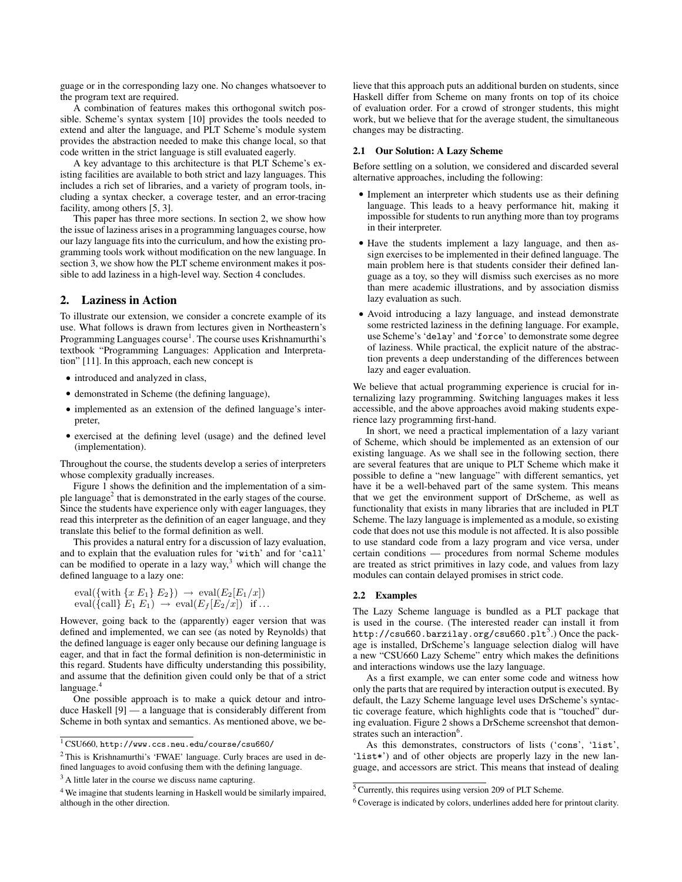guage or in the corresponding lazy one. No changes whatsoever to the program text are required.

A combination of features makes this orthogonal switch possible. Scheme's syntax system [10] provides the tools needed to extend and alter the language, and PLT Scheme's module system provides the abstraction needed to make this change local, so that code written in the strict language is still evaluated eagerly.

A key advantage to this architecture is that PLT Scheme's existing facilities are available to both strict and lazy languages. This includes a rich set of libraries, and a variety of program tools, including a syntax checker, a coverage tester, and an error-tracing facility, among others [5, 3].

This paper has three more sections. In section 2, we show how the issue of laziness arises in a programming languages course, how our lazy language fits into the curriculum, and how the existing programming tools work without modification on the new language. In section 3, we show how the PLT scheme environment makes it possible to add laziness in a high-level way. Section 4 concludes.

## 2. Laziness in Action

To illustrate our extension, we consider a concrete example of its use. What follows is drawn from lectures given in Northeastern's Programming Languages course[1]. The course uses Krishnamurthi's textbook "Programming Languages: Application and Interpretation" [11]. In this approach, each new concept is

- introduced and analyzed in class,
- demonstrated in Scheme (the defining language),
- implemented as an extension of the defined language's interpreter,
- exercised at the defining level (usage) and the defined level (implementation).

Throughout the course, the students develop a series of interpreters whose complexity gradually increases.

Figure 1 shows the definition and the implementation of a simple language[2] that is demonstrated in the early stages of the course. Since the students have experience only with eager languages, they read this interpreter as the definition of an eager language, and they translate this belief to the formal definition as well.

This provides a natural entry for a discussion of lazy evaluation, and to explain that the evaluation rules for '`with`' and for '`call`' can be modified to operate in a lazy way,[3] which will change the defined language to a lazy one:

$$\text{eval}(\{\text{with } \{x\ E_1\}\ E_2\}) \rightarrow \text{eval}(E_2[E_1/x])$$
$$\text{eval}(\{\text{call}\}\ E_1\ E_1) \rightarrow \text{eval}(E_f[E_2/x]) \quad \text{if} \ldots$$

However, going back to the (apparently) eager version that was defined and implemented, we can see (as noted by Reynolds) that the defined language is eager only because our defining language is eager, and that in fact the formal definition is non-deterministic in this regard. Students have difficulty understanding this possibility, and assume that the definition given could only be that of a strict language.[4]

One possible approach is to make a quick detour and introduce Haskell [9] — a language that is considerably different from Scheme in both syntax and semantics. As mentioned above, we believe that this approach puts an additional burden on students, since Haskell differ from Scheme on many fronts on top of its choice of evaluation order. For a crowd of stronger students, this might work, but we believe that for the average student, the simultaneous changes may be distracting.

### 2.1 Our Solution: A Lazy Scheme

Before settling on a solution, we considered and discarded several alternative approaches, including the following:

- Implement an interpreter which students use as their defining language. This leads to a heavy performance hit, making it impossible for students to run anything more than toy programs in their interpreter.
- Have the students implement a lazy language, and then assign exercises to be implemented in their defined language. The main problem here is that students consider their defined language as a toy, so they will dismiss such exercises as no more than mere academic illustrations, and by association dismiss lazy evaluation as such.
- Avoid introducing a lazy language, and instead demonstrate some restricted laziness in the defining language. For example, use Scheme's '`delay`' and '`force`' to demonstrate some degree of laziness. While practical, the explicit nature of the abstraction prevents a deep understanding of the differences between lazy and eager evaluation.

We believe that actual programming experience is crucial for internalizing lazy programming. Switching languages makes it less accessible, and the above approaches avoid making students experience lazy programming first-hand.

In short, we need a practical implementation of a lazy variant of Scheme, which should be implemented as an extension of our existing language. As we shall see in the following section, there are several features that are unique to PLT Scheme which make it possible to define a "new language" with different semantics, yet have it be a well-behaved part of the same system. This means that we get the environment support of DrScheme, as well as functionality that exists in many libraries that are included in PLT Scheme. The lazy language is implemented as a module, so existing code that does not use this module is not affected. It is also possible to use standard code from a lazy program and vice versa, under certain conditions — procedures from normal Scheme modules are treated as strict primitives in lazy code, and values from lazy modules can contain delayed promises in strict code.

### 2.2 Examples

The Lazy Scheme language is bundled as a PLT package that is used in the course. (The interested reader can install it from `http://csu660.barzilay.org/csu660.plt`[5].) Once the package is installed, DrScheme's language selection dialog will have a new "CSU660 Lazy Scheme" entry which makes the definitions and interactions windows use the lazy language.

As a first example, we can enter some code and witness how only the parts that are required by interaction output is executed. By default, the Lazy Scheme language level uses DrScheme's syntactic coverage feature, which highlights code that is "touched" during evaluation. Figure 2 shows a DrScheme screenshot that demonstrates such an interaction[6].

As this demonstrates, constructors of lists ('`cons`', '`list`', '`list*`') and of other objects are properly lazy in the new language, and accessors are strict. This means that instead of dealing

---

[1] CSU660, `http://www.ccs.neu.edu/course/csu660/`

[2] This is Krishnamurthi's 'FWAE' language. Curly braces are used in defined languages to avoid confusing them with the defining language.

[3] A little later in the course we discuss name capturing.

[4] We imagine that students learning in Haskell would be similarly impaired, although in the other direction.

[5] Currently, this requires using version 209 of PLT Scheme.

[6] Coverage is indicated by colors, underlines added here for printout clarity.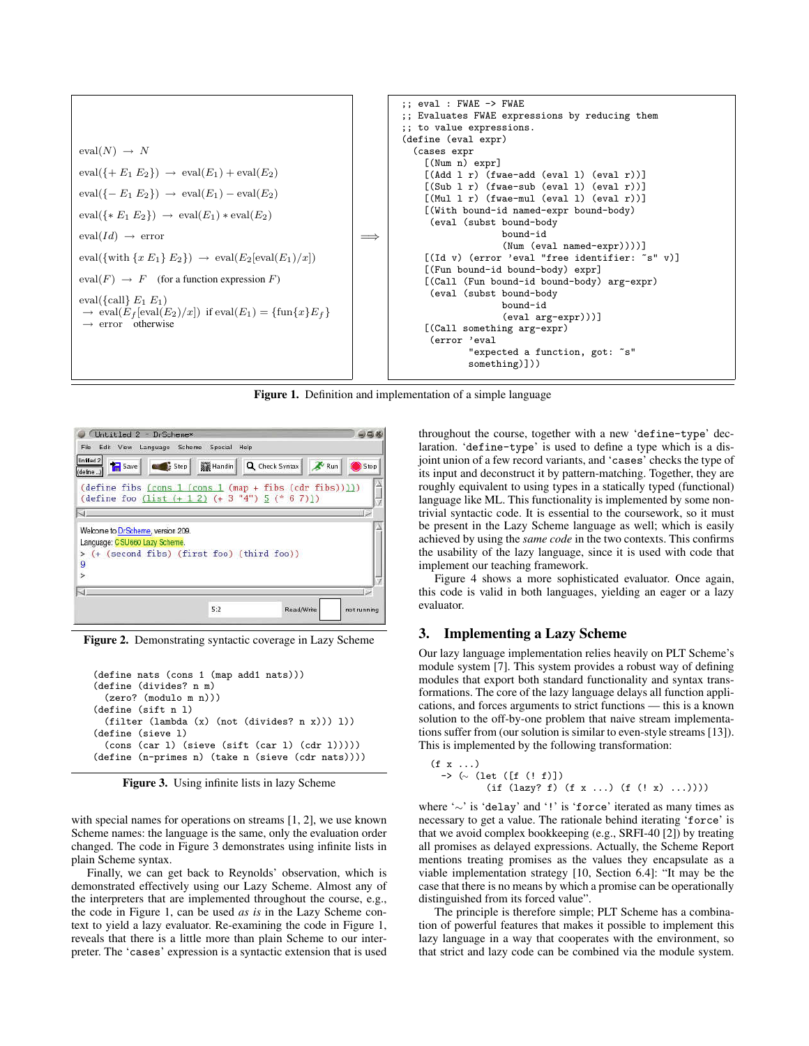$$\text{eval}(N) \rightarrow N$$

$$\text{eval}(\{+\ E_1\ E_2\}) \rightarrow \text{eval}(E_1) + \text{eval}(E_2)$$

$$\text{eval}(\{-\ E_1\ E_2\}) \rightarrow \text{eval}(E_1) - \text{eval}(E_2)$$

$$\text{eval}(\{*\ E_1\ E_2\}) \rightarrow \text{eval}(E_1) * \text{eval}(E_2)$$

$$\text{eval}(Id) \rightarrow \text{error}$$

$$\text{eval}(\{\text{with}\ \{x\ E_1\}\ E_2\}) \rightarrow \text{eval}(E_2[\text{eval}(E_1)/x])$$

$$\text{eval}(F) \rightarrow F \quad \text{(for a function expression } F\text{)}$$

$$\text{eval}(\{\text{call}\}\ E_1\ E_1)$$
$$\rightarrow \text{eval}(E_f[\text{eval}(E_2)/x]) \ \text{ if eval}(E_1) = \{\text{fun}\{x\}E_f\}$$
$$\rightarrow \text{error} \quad \text{otherwise}$$

$\Longrightarrow$

```
;; eval : FWAE -> FWAE
;; Evaluates FWAE expressions by reducing them
;; to value expressions.
(define (eval expr)
  (cases expr
    [(Num n) expr]
    [(Add l r) (fwae-add (eval l) (eval r))]
    [(Sub l r) (fwae-sub (eval l) (eval r))]
    [(Mul l r) (fwae-mul (eval l) (eval r))]
    [(With bound-id named-expr bound-body)
     (eval (subst bound-body
                  bound-id
                  (Num (eval named-expr))))]
    [(Id v) (error 'eval "free identifier: ~s" v)]
    [(Fun bound-id bound-body) expr]
    [(Call (Fun bound-id bound-body) arg-expr)
     (eval (subst bound-body
                  bound-id
                  (eval arg-expr)))]
    [(Call something arg-expr)
     (error 'eval
            "expected a function, got: ~s"
            something)]))
```

**Figure 1.** Definition and implementation of a simple language

```
(define fibs (cons 1 (cons 1 (map + fibs (cdr fibs)))))
(define foo (list (+ 1 2) (+ 3 "4") 5 (* 6 7)))

Welcome to DrScheme, version 209.
Language: CSU660 Lazy Scheme.
> (+ (second fibs) (first foo) (third foo))
9
>
```

**Figure 2.** Demonstrating syntactic coverage in Lazy Scheme

```
(define nats (cons 1 (map add1 nats)))
(define (divides? n m)
  (zero? (modulo m n)))
(define (sift n l)
  (filter (lambda (x) (not (divides? n x))) l))
(define (sieve l)
  (cons (car l) (sieve (sift (car l) (cdr l)))))
(define (n-primes n) (take n (sieve (cdr nats))))
```

**Figure 3.** Using infinite lists in lazy Scheme

with special names for operations on streams [1, 2], we use known Scheme names: the language is the same, only the evaluation order changed. The code in Figure 3 demonstrates using infinite lists in plain Scheme syntax.

Finally, we can get back to Reynolds' observation, which is demonstrated effectively using our Lazy Scheme. Almost any of the interpreters that are implemented throughout the course, e.g., the code in Figure 1, can be used *as is* in the Lazy Scheme context to yield a lazy evaluator. Re-examining the code in Figure 1, reveals that there is a little more than plain Scheme to our interpreter. The '`cases`' expression is a syntactic extension that is used throughout the course, together with a new '`define-type`' declaration. '`define-type`' is used to define a type which is a disjoint union of a few record variants, and '`cases`' checks the type of its input and deconstruct it by pattern-matching. Together, they are roughly equivalent to using types in a statically typed (functional) language like ML. This functionality is implemented by some non-trivial syntactic code. It is essential to the coursework, so it must be present in the Lazy Scheme language as well; which is easily achieved by using the *same code* in the two contexts. This confirms the usability of the lazy language, since it is used with code that implement our teaching framework.

Figure 4 shows a more sophisticated evaluator. Once again, this code is valid in both languages, yielding an eager or a lazy evaluator.

## 3. Implementing a Lazy Scheme

Our lazy language implementation relies heavily on PLT Scheme's module system [7]. This system provides a robust way of defining modules that export both standard functionality and syntax transformations. The core of the lazy language delays all function applications, and forces arguments to strict functions — this is a known solution to the off-by-one problem that naive stream implementations suffer from (our solution is similar to even-style streams [13]). This is implemented by the following transformation:

```
(f x ...)
  -> (~ (let ([f (! f)])
          (if (lazy? f) (f x ...) (f (! x) ...))))
```

where '~' is '`delay`' and '!' is '`force`' iterated as many times as necessary to get a value. The rationale behind iterating '`force`' is that we avoid complex bookkeeping (e.g., SRFI-40 [2]) by treating all promises as delayed expressions. Actually, the Scheme Report mentions treating promises as the values they encapsulate as a viable implementation strategy [10, Section 6.4]: "It may be the case that there is no means by which a promise can be operationally distinguished from its forced value".

The principle is therefore simple; PLT Scheme has a combination of powerful features that makes it possible to implement this lazy language in a way that cooperates with the environment, so that strict and lazy code can be combined via the module system.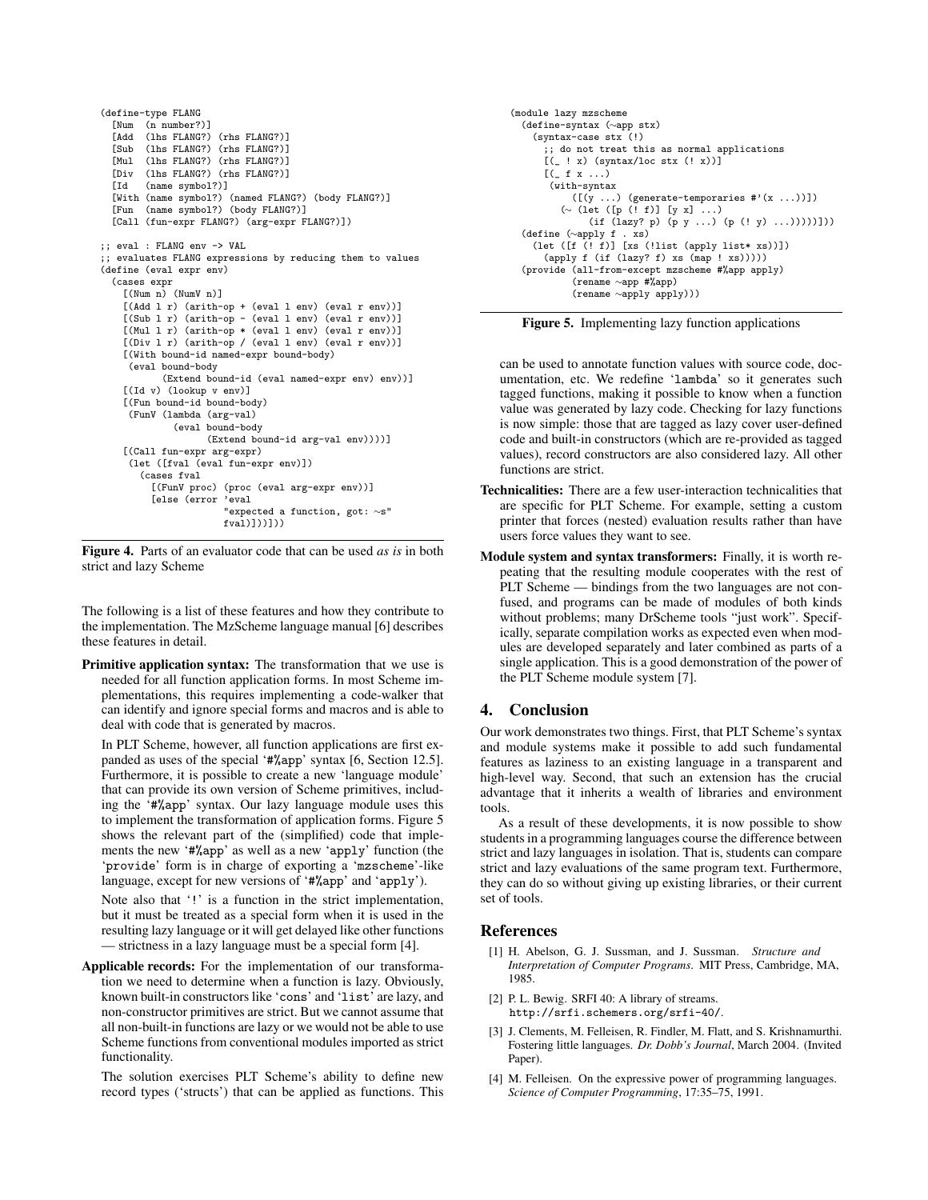```
(define-type FLANG
  [Num  (n number?)]
  [Add  (lhs FLANG?) (rhs FLANG?)]
  [Sub  (lhs FLANG?) (rhs FLANG?)]
  [Mul  (lhs FLANG?) (rhs FLANG?)]
  [Div  (lhs FLANG?) (rhs FLANG?)]
  [Id   (name symbol?)]
  [With (name symbol?) (named FLANG?) (body FLANG?)]
  [Fun  (name symbol?) (body FLANG?)]
  [Call (fun-expr FLANG?) (arg-expr FLANG?)])

;; eval : FLANG env -> VAL
;; evaluates FLANG expressions by reducing them to values
(define (eval expr env)
  (cases expr
    [(Num n) (NumV n)]
    [(Add l r) (arith-op + (eval l env) (eval r env))]
    [(Sub l r) (arith-op - (eval l env) (eval r env))]
    [(Mul l r) (arith-op * (eval l env) (eval r env))]
    [(Div l r) (arith-op / (eval l env) (eval r env))]
    [(With bound-id named-expr bound-body)
     (eval bound-body
           (Extend bound-id (eval named-expr env) env))]
    [(Id v) (lookup v env)]
    [(Fun bound-id bound-body)
     (FunV (lambda (arg-val)
             (eval bound-body
                   (Extend bound-id arg-val env))))]
    [(Call fun-expr arg-expr)
     (let ([fval (eval fun-expr env)])
       (cases fval
         [(FunV proc) (proc (eval arg-expr env))]
         [else (error 'eval
                      "expected a function, got: ~s"
                      fval)]))]))
```

**Figure 4.** Parts of an evaluator code that can be used *as is* in both strict and lazy Scheme

The following is a list of these features and how they contribute to the implementation. The MzScheme language manual [6] describes these features in detail.

**Primitive application syntax:** The transformation that we use is needed for all function application forms. In most Scheme implementations, this requires implementing a code-walker that can identify and ignore special forms and macros and is able to deal with code that is generated by macros.

In PLT Scheme, however, all function applications are first expanded as uses of the special '#%app' syntax [6, Section 12.5]. Furthermore, it is possible to create a new 'language module' that can provide its own version of Scheme primitives, including the '#%app' syntax. Our lazy language module uses this to implement the transformation of application forms. Figure 5 shows the relevant part of the (simplified) code that implements the new '#%app' as well as a new 'apply' function (the 'provide' form is in charge of exporting a 'mzscheme'-like language, except for new versions of '#%app' and 'apply').

Note also that '!' is a function in the strict implementation, but it must be treated as a special form when it is used in the resulting lazy language or it will get delayed like other functions — strictness in a lazy language must be a special form [4].

**Applicable records:** For the implementation of our transformation we need to determine when a function is lazy. Obviously, known built-in constructors like 'cons' and 'list' are lazy, and non-constructor primitives are strict. But we cannot assume that all non-built-in functions are lazy or we would not be able to use Scheme functions from conventional modules imported as strict functionality.

The solution exercises PLT Scheme's ability to define new record types ('structs') that can be applied as functions. This can be used to annotate function values with source code, documentation, etc. We redefine 'lambda' so it generates such tagged functions, making it possible to know when a function value was generated by lazy code. Checking for lazy functions is now simple: those that are tagged as lazy cover user-defined code and built-in constructors (which are re-provided as tagged values), record constructors are also considered lazy. All other functions are strict.

```
(module lazy mzscheme
  (define-syntax (~app stx)
    (syntax-case stx (!)
      ;; do not treat this as normal applications
      [(_ ! x) (syntax/loc stx (! x))]
      [(_ f x ...)
       (with-syntax
           ([(y ...) (generate-temporaries #'(x ...))])
         (~ (let ([p (! f)] [y x] ...)
              (if (lazy? p) (p y ...) (p (! y) ...)))))]))
  (define (~apply f . xs)
    (let ([f (! f)] [xs (!list (apply list* xs))])
      (apply f (if (lazy? f) xs (map ! xs)))))
  (provide (all-from-except mzscheme #%app apply)
           (rename ~app #%app)
           (rename ~apply apply)))
```

**Figure 5.** Implementing lazy function applications

**Technicalities:** There are a few user-interaction technicalities that are specific for PLT Scheme. For example, setting a custom printer that forces (nested) evaluation results rather than have users force values they want to see.

**Module system and syntax transformers:** Finally, it is worth repeating that the resulting module cooperates with the rest of PLT Scheme — bindings from the two languages are not confused, and programs can be made of modules of both kinds without problems; many DrScheme tools "just work". Specifically, separate compilation works as expected even when modules are developed separately and later combined as parts of a single application. This is a good demonstration of the power of the PLT Scheme module system [7].

## 4. Conclusion

Our work demonstrates two things. First, that PLT Scheme's syntax and module systems make it possible to add such fundamental features as laziness to an existing language in a transparent and high-level way. Second, that such an extension has the crucial advantage that it inherits a wealth of libraries and environment tools.

As a result of these developments, it is now possible to show students in a programming languages course the difference between strict and lazy languages in isolation. That is, students can compare strict and lazy evaluations of the same program text. Furthermore, they can do so without giving up existing libraries, or their current set of tools.

## References

[1] H. Abelson, G. J. Sussman, and J. Sussman. *Structure and Interpretation of Computer Programs*. MIT Press, Cambridge, MA, 1985.

[2] P. L. Bewig. SRFI 40: A library of streams. http://srfi.schemers.org/srfi-40/.

[3] J. Clements, M. Felleisen, R. Findler, M. Flatt, and S. Krishnamurthi. Fostering little languages. *Dr. Dobb's Journal*, March 2004. (Invited Paper).

[4] M. Felleisen. On the expressive power of programming languages. *Science of Computer Programming*, 17:35–75, 1991.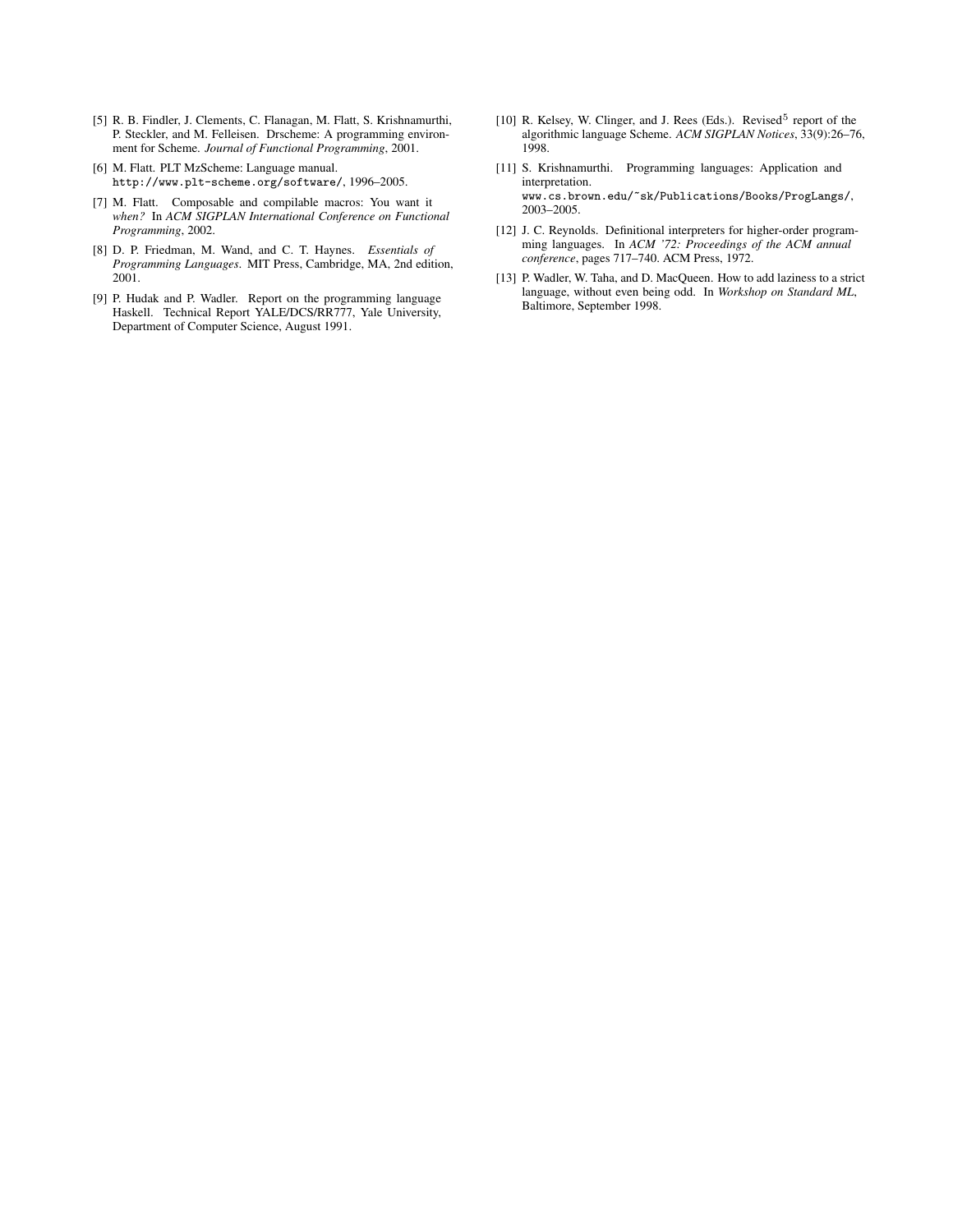[5] R. B. Findler, J. Clements, C. Flanagan, M. Flatt, S. Krishnamurthi, P. Steckler, and M. Felleisen. Drscheme: A programming environment for Scheme. *Journal of Functional Programming*, 2001.

[6] M. Flatt. PLT MzScheme: Language manual. `http://www.plt-scheme.org/software/`, 1996–2005.

[7] M. Flatt. Composable and compilable macros: You want it *when?* In *ACM SIGPLAN International Conference on Functional Programming*, 2002.

[8] D. P. Friedman, M. Wand, and C. T. Haynes. *Essentials of Programming Languages*. MIT Press, Cambridge, MA, 2nd edition, 2001.

[9] P. Hudak and P. Wadler. Report on the programming language Haskell. Technical Report YALE/DCS/RR777, Yale University, Department of Computer Science, August 1991.

[10] R. Kelsey, W. Clinger, and J. Rees (Eds.). Revised$^5$ report of the algorithmic language Scheme. *ACM SIGPLAN Notices*, 33(9):26–76, 1998.

[11] S. Krishnamurthi. Programming languages: Application and interpretation. `www.cs.brown.edu/~sk/Publications/Books/ProgLangs/`, 2003–2005.

[12] J. C. Reynolds. Definitional interpreters for higher-order programming languages. In *ACM '72: Proceedings of the ACM annual conference*, pages 717–740. ACM Press, 1972.

[13] P. Wadler, W. Taha, and D. MacQueen. How to add laziness to a strict language, without even being odd. In *Workshop on Standard ML*, Baltimore, September 1998.